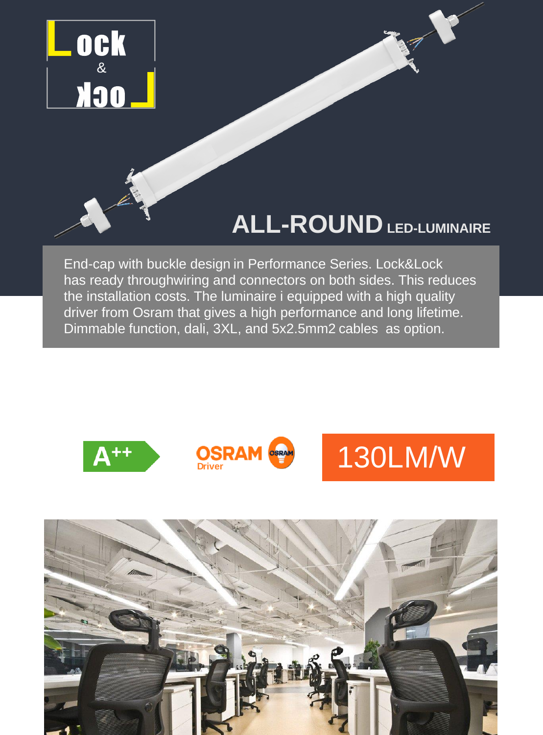# Lock & Lock

## ALL-ROUND LED-LUMINAIRE

End-cap with buckle design in Performance Series. Lock&Lock has ready throughwiring and connectors on both sides. This reduces the installation costs. The luminaire i equipped with a high quality driver from Osram that gives a high performance and long lifetime. Dimmable function, dali, 3XL, and 5x2.5mm2 cables as option.

A++

OSRAM Driver

130LM/W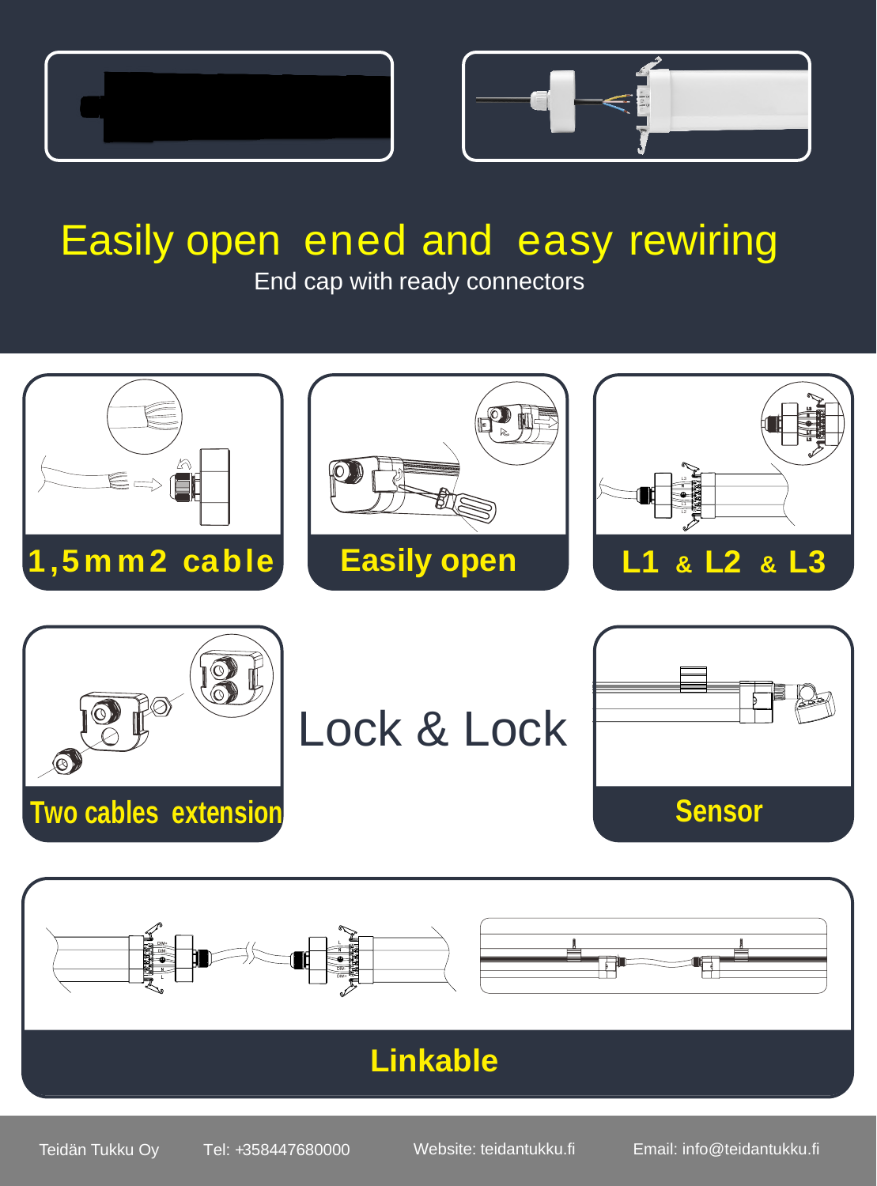# Easily open ened and easy rewiring

End cap with ready connectors

**1,5mm2 cable**

**Easily open**

**L1 & L2 & L3**

**Two cables extension**

## Lock & Lock

**Sensor**

**Linkable**

Teidän Tukku Oy    Tel: +358447680000    Website: teidantukku.fi    Email: info@teidantukku.fi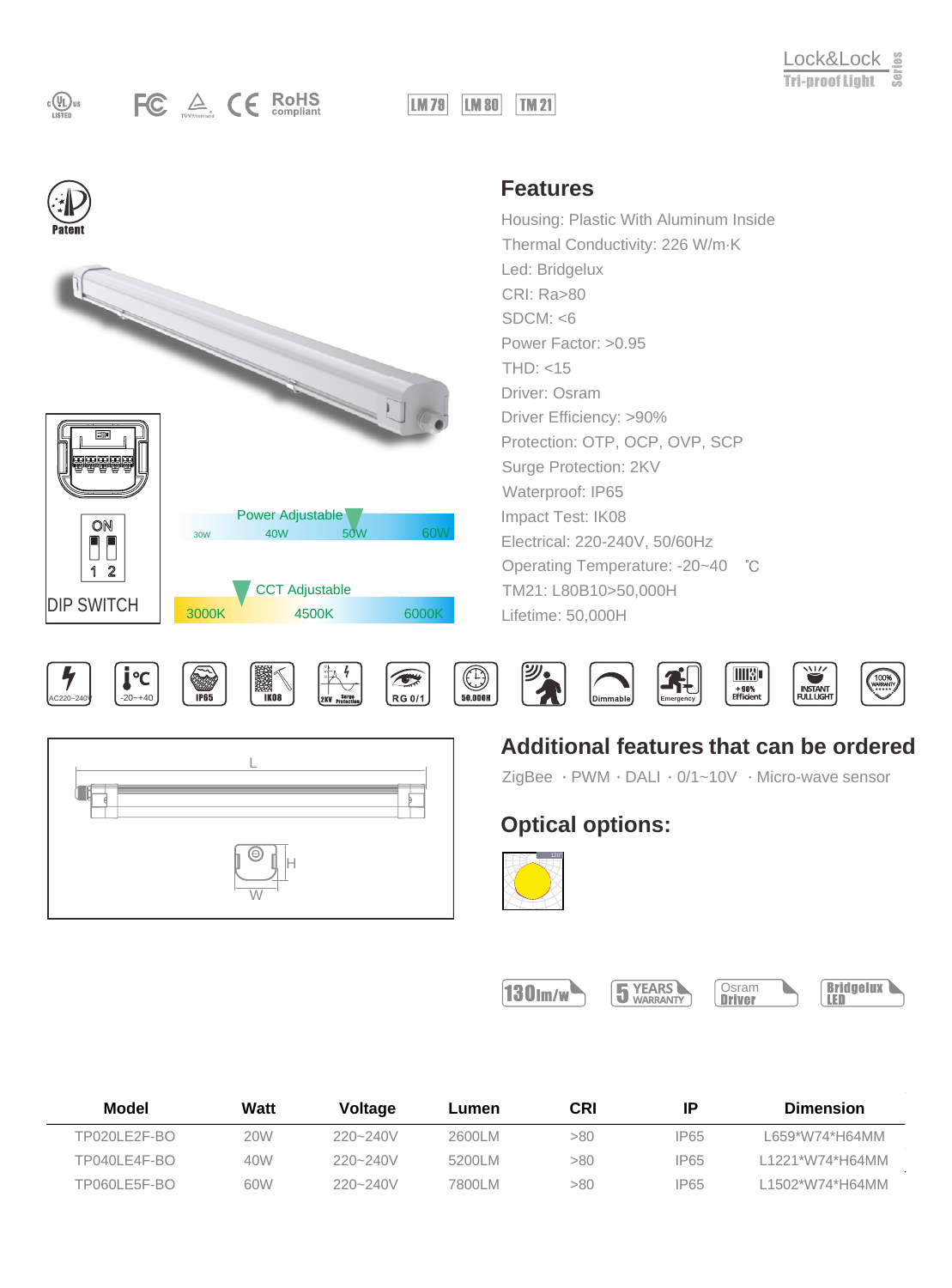Lock&Lock Tri-proof Light Series

LM 79 LM 80 TM 21

RoHS compliant

Patent

DIP SWITCH

ON

1 2

Power Adjustable

30W 40W 50W 60W

CCT Adjustable

3000K 4500K 6000K

## Features

Housing: Plastic With Aluminum Inside
Thermal Conductivity: 226 W/m·K
Led: Bridgelux
CRI: Ra>80
SDCM: <6
Power Factor: >0.95
THD: <15
Driver: Osram
Driver Efficiency: >90%
Protection: OTP, OCP, OVP, SCP
Surge Protection: 2KV
Waterproof: IP65
Impact Test: IK08
Electrical: 220-240V, 50/60Hz
Operating Temperature: -20~40 ℃
TM21: L80B10>50,000H
Lifetime: 50,000H

AC220~240V -20~+40 IP65 IK08 2KV Surge Protection RG 0/1 50,000H Dimmable Emergency +90% Efficient INSTANT FULL LIGHT 100% WARRANTY

L H W

## Additional features that can be ordered

ZigBee · PWM · DALI · 0/1~10V · Micro-wave sensor

## Optical options:

130lm/w 5 YEARS WARRANTY Osram Driver Bridgelux LED

| Model | Watt | Voltage | Lumen | CRI | IP | Dimension |
|---|---|---|---|---|---|---|
| TP020LE2F-BO | 20W | 220~240V | 2600LM | >80 | IP65 | L659*W74*H64MM |
| TP040LE4F-BO | 40W | 220~240V | 5200LM | >80 | IP65 | L1221*W74*H64MM |
| TP060LE5F-BO | 60W | 220~240V | 7800LM | >80 | IP65 | L1502*W74*H64MM |